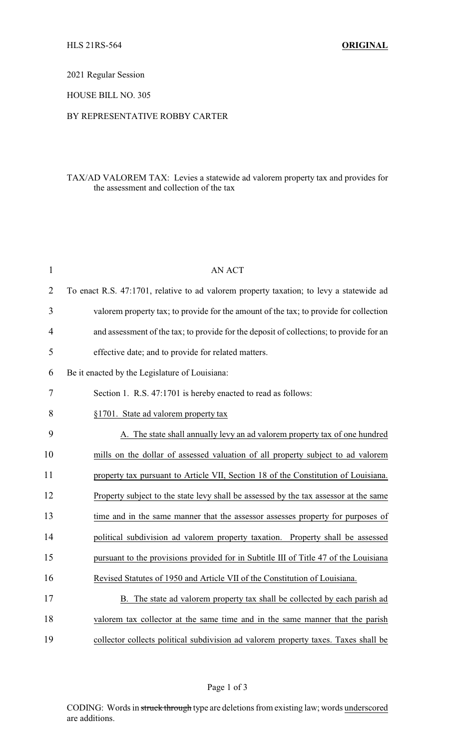HLS 21RS-564 **ORIGINAL**

2021 Regular Session

HOUSE BILL NO. 305

BY REPRESENTATIVE ROBBY CARTER

TAX/AD VALOREM TAX: Levies a statewide ad valorem property tax and provides for the assessment and collection of the tax

AN ACT

To enact R.S. 47:1701, relative to ad valorem property taxation; to levy a statewide ad valorem property tax; to provide for the amount of the tax; to provide for collection and assessment of the tax; to provide for the deposit of collections; to provide for an effective date; and to provide for related matters.

Be it enacted by the Legislature of Louisiana:

Section 1. R.S. 47:1701 is hereby enacted to read as follows:

§1701. State ad valorem property tax

A. The state shall annually levy an ad valorem property tax of one hundred mills on the dollar of assessed valuation of all property subject to ad valorem property tax pursuant to Article VII, Section 18 of the Constitution of Louisiana. Property subject to the state levy shall be assessed by the tax assessor at the same time and in the same manner that the assessor assesses property for purposes of political subdivision ad valorem property taxation. Property shall be assessed pursuant to the provisions provided for in Subtitle III of Title 47 of the Louisiana Revised Statutes of 1950 and Article VII of the Constitution of Louisiana.

B. The state ad valorem property tax shall be collected by each parish ad valorem tax collector at the same time and in the same manner that the parish collector collects political subdivision ad valorem property taxes. Taxes shall be

CODING: Words in ~~struck through~~ type are deletions from existing law; words underscored are additions.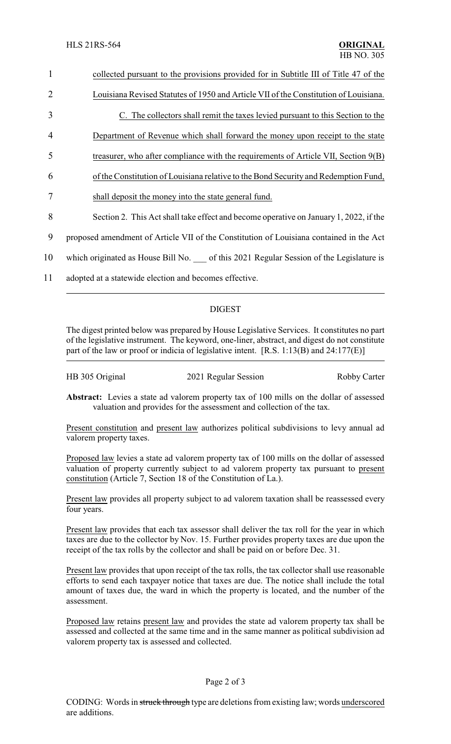collected pursuant to the provisions provided for in Subtitle III of Title 47 of the Louisiana Revised Statutes of 1950 and Article VII of the Constitution of Louisiana.

C. The collectors shall remit the taxes levied pursuant to this Section to the Department of Revenue which shall forward the money upon receipt to the state treasurer, who after compliance with the requirements of Article VII, Section 9(B) of the Constitution of Louisiana relative to the Bond Security and Redemption Fund, shall deposit the money into the state general fund.

Section 2. This Act shall take effect and become operative on January 1, 2022, if the proposed amendment of Article VII of the Constitution of Louisiana contained in the Act which originated as House Bill No. ___ of this 2021 Regular Session of the Legislature is adopted at a statewide election and becomes effective.

## DIGEST

The digest printed below was prepared by House Legislative Services. It constitutes no part of the legislative instrument. The keyword, one-liner, abstract, and digest do not constitute part of the law or proof or indicia of legislative intent. [R.S. 1:13(B) and 24:177(E)]

| HB 305 Original | 2021 Regular Session | Robby Carter |
|---|---|---|

**Abstract:** Levies a state ad valorem property tax of 100 mills on the dollar of assessed valuation and provides for the assessment and collection of the tax.

Present constitution and present law authorizes political subdivisions to levy annual ad valorem property taxes.

Proposed law levies a state ad valorem property tax of 100 mills on the dollar of assessed valuation of property currently subject to ad valorem property tax pursuant to present constitution (Article 7, Section 18 of the Constitution of La.).

Present law provides all property subject to ad valorem taxation shall be reassessed every four years.

Present law provides that each tax assessor shall deliver the tax roll for the year in which taxes are due to the collector by Nov. 15. Further provides property taxes are due upon the receipt of the tax rolls by the collector and shall be paid on or before Dec. 31.

Present law provides that upon receipt of the tax rolls, the tax collector shall use reasonable efforts to send each taxpayer notice that taxes are due. The notice shall include the total amount of taxes due, the ward in which the property is located, and the number of the assessment.

Proposed law retains present law and provides the state ad valorem property tax shall be assessed and collected at the same time and in the same manner as political subdivision ad valorem property tax is assessed and collected.

CODING: Words in ~~struck through~~ type are deletions from existing law; words underscored are additions.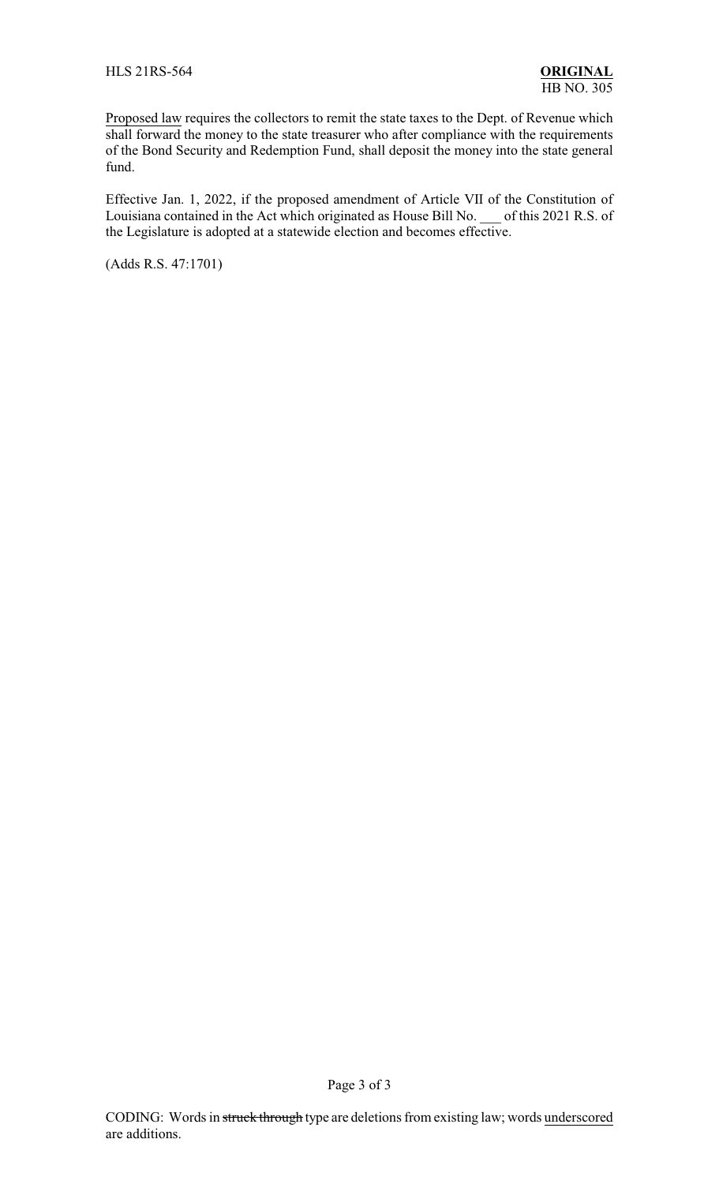Proposed law requires the collectors to remit the state taxes to the Dept. of Revenue which shall forward the money to the state treasurer who after compliance with the requirements of the Bond Security and Redemption Fund, shall deposit the money into the state general fund.

Effective Jan. 1, 2022, if the proposed amendment of Article VII of the Constitution of Louisiana contained in the Act which originated as House Bill No. ___ of this 2021 R.S. of the Legislature is adopted at a statewide election and becomes effective.

(Adds R.S. 47:1701)

CODING: Words in ~~struck through~~ type are deletions from existing law; words underscored are additions.